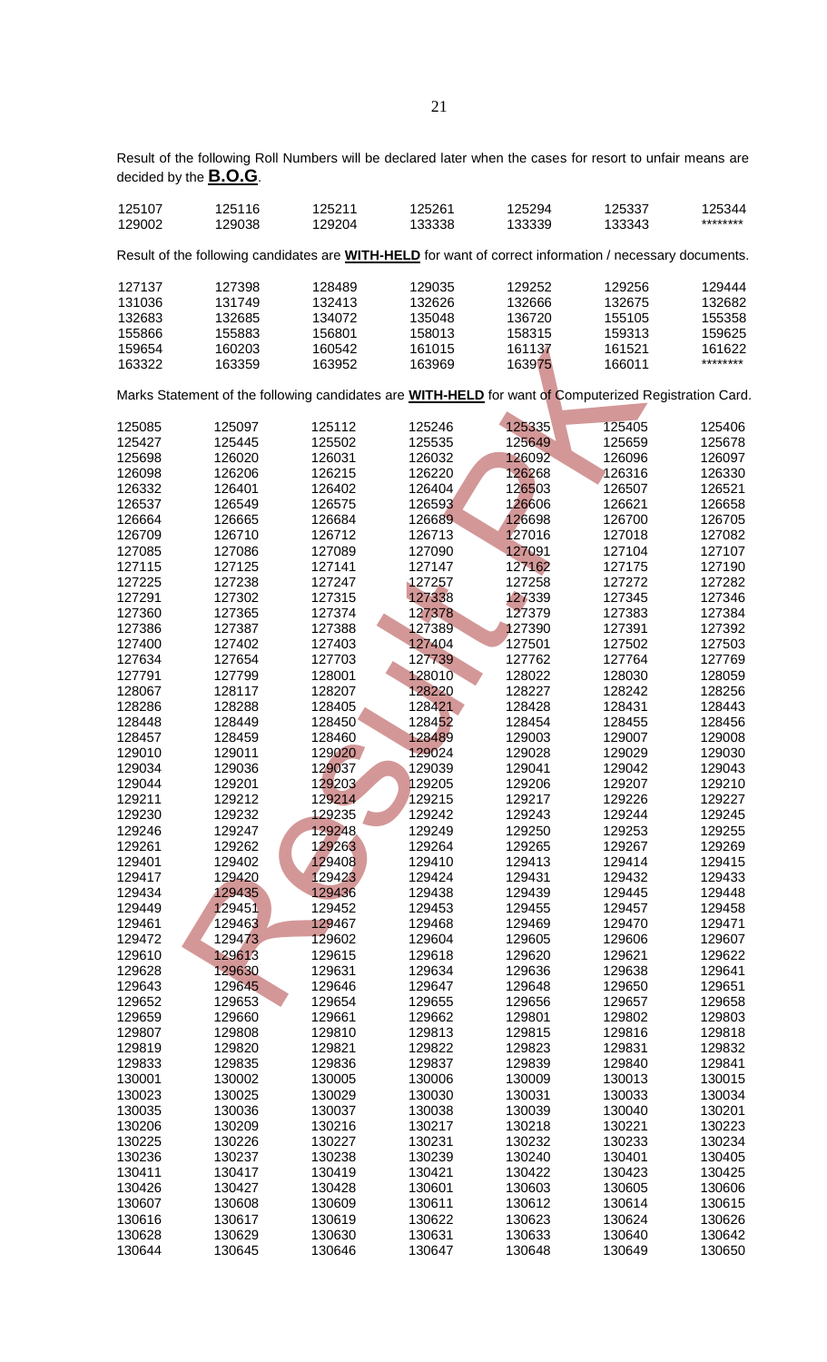Result of the following Roll Numbers will be declared later when the cases for resort to unfair means are decided by the **B.O.G**.

| | | | | | | |
|---|---|---|---|---|---|---|
| 125107 | 125116 | 125211 | 125261 | 125294 | 125337 | 125344 |
| 129002 | 129038 | 129204 | 133338 | 133339 | 133343 | ******** |

Result of the following candidates are **WITH-HELD** for want of correct information / necessary documents.

| | | | | | | |
|---|---|---|---|---|---|---|
| 127137 | 127398 | 128489 | 129035 | 129252 | 129256 | 129444 |
| 131036 | 131749 | 132413 | 132626 | 132666 | 132675 | 132682 |
| 132683 | 132685 | 134072 | 135048 | 136720 | 155105 | 155358 |
| 155866 | 155883 | 156801 | 158013 | 158315 | 159313 | 159625 |
| 159654 | 160203 | 160542 | 161015 | 161137 | 161521 | 161622 |
| 163322 | 163359 | 163952 | 163969 | 163975 | 166011 | ******** |

Marks Statement of the following candidates are **WITH-HELD** for want of Computerized Registration Card.

| | | | | | | |
|---|---|---|---|---|---|---|
| 125085 | 125097 | 125112 | 125246 | 125335 | 125405 | 125406 |
| 125427 | 125445 | 125502 | 125535 | 125649 | 125659 | 125678 |
| 125698 | 126020 | 126031 | 126032 | 126092 | 126096 | 126097 |
| 126098 | 126206 | 126215 | 126220 | 126268 | 126316 | 126330 |
| 126332 | 126401 | 126402 | 126404 | 126503 | 126507 | 126521 |
| 126537 | 126549 | 126575 | 126593 | 126606 | 126621 | 126658 |
| 126664 | 126665 | 126684 | 126689 | 126698 | 126700 | 126705 |
| 126709 | 126710 | 126712 | 126713 | 127016 | 127018 | 127082 |
| 127085 | 127086 | 127089 | 127090 | 127091 | 127104 | 127107 |
| 127115 | 127125 | 127141 | 127147 | 127162 | 127175 | 127190 |
| 127225 | 127238 | 127247 | 127257 | 127258 | 127272 | 127282 |
| 127291 | 127302 | 127315 | 127338 | 127339 | 127345 | 127346 |
| 127360 | 127365 | 127374 | 127378 | 127379 | 127383 | 127384 |
| 127386 | 127387 | 127388 | 127389 | 127390 | 127391 | 127392 |
| 127400 | 127402 | 127403 | 127404 | 127501 | 127502 | 127503 |
| 127634 | 127654 | 127703 | 127739 | 127762 | 127764 | 127769 |
| 127791 | 127799 | 128001 | 128010 | 128022 | 128030 | 128059 |
| 128067 | 128117 | 128207 | 128220 | 128227 | 128242 | 128256 |
| 128286 | 128288 | 128405 | 128421 | 128428 | 128431 | 128443 |
| 128448 | 128449 | 128450 | 128452 | 128454 | 128455 | 128456 |
| 128457 | 128459 | 128460 | 128489 | 129003 | 129007 | 129008 |
| 129010 | 129011 | 129020 | 129024 | 129028 | 129029 | 129030 |
| 129034 | 129036 | 129037 | 129039 | 129041 | 129042 | 129043 |
| 129044 | 129201 | 129203 | 129205 | 129206 | 129207 | 129210 |
| 129211 | 129212 | 129214 | 129215 | 129217 | 129226 | 129227 |
| 129230 | 129232 | 129235 | 129242 | 129243 | 129244 | 129245 |
| 129246 | 129247 | 129248 | 129249 | 129250 | 129253 | 129255 |
| 129261 | 129262 | 129263 | 129264 | 129265 | 129267 | 129269 |
| 129401 | 129402 | 129408 | 129410 | 129413 | 129414 | 129415 |
| 129417 | 129420 | 129423 | 129424 | 129431 | 129432 | 129433 |
| 129434 | 129435 | 129436 | 129438 | 129439 | 129445 | 129448 |
| 129449 | 129451 | 129452 | 129453 | 129455 | 129457 | 129458 |
| 129461 | 129463 | 129467 | 129468 | 129469 | 129470 | 129471 |
| 129472 | 129473 | 129602 | 129604 | 129605 | 129606 | 129607 |
| 129610 | 129613 | 129615 | 129618 | 129620 | 129621 | 129622 |
| 129628 | 129630 | 129631 | 129634 | 129636 | 129638 | 129641 |
| 129643 | 129645 | 129646 | 129647 | 129648 | 129650 | 129651 |
| 129652 | 129653 | 129654 | 129655 | 129656 | 129657 | 129658 |
| 129659 | 129660 | 129661 | 129662 | 129801 | 129802 | 129803 |
| 129807 | 129808 | 129810 | 129813 | 129815 | 129816 | 129818 |
| 129819 | 129820 | 129821 | 129822 | 129823 | 129831 | 129832 |
| 129833 | 129835 | 129836 | 129837 | 129839 | 129840 | 129841 |
| 130001 | 130002 | 130005 | 130006 | 130009 | 130013 | 130015 |
| 130023 | 130025 | 130029 | 130030 | 130031 | 130033 | 130034 |
| 130035 | 130036 | 130037 | 130038 | 130039 | 130040 | 130201 |
| 130206 | 130209 | 130216 | 130217 | 130218 | 130221 | 130223 |
| 130225 | 130226 | 130227 | 130231 | 130232 | 130233 | 130234 |
| 130236 | 130237 | 130238 | 130239 | 130240 | 130401 | 130405 |
| 130411 | 130417 | 130419 | 130421 | 130422 | 130423 | 130425 |
| 130426 | 130427 | 130428 | 130601 | 130603 | 130605 | 130606 |
| 130607 | 130608 | 130609 | 130611 | 130612 | 130614 | 130615 |
| 130616 | 130617 | 130619 | 130622 | 130623 | 130624 | 130626 |
| 130628 | 130629 | 130630 | 130631 | 130633 | 130640 | 130642 |
| 130644 | 130645 | 130646 | 130647 | 130648 | 130649 | 130650 |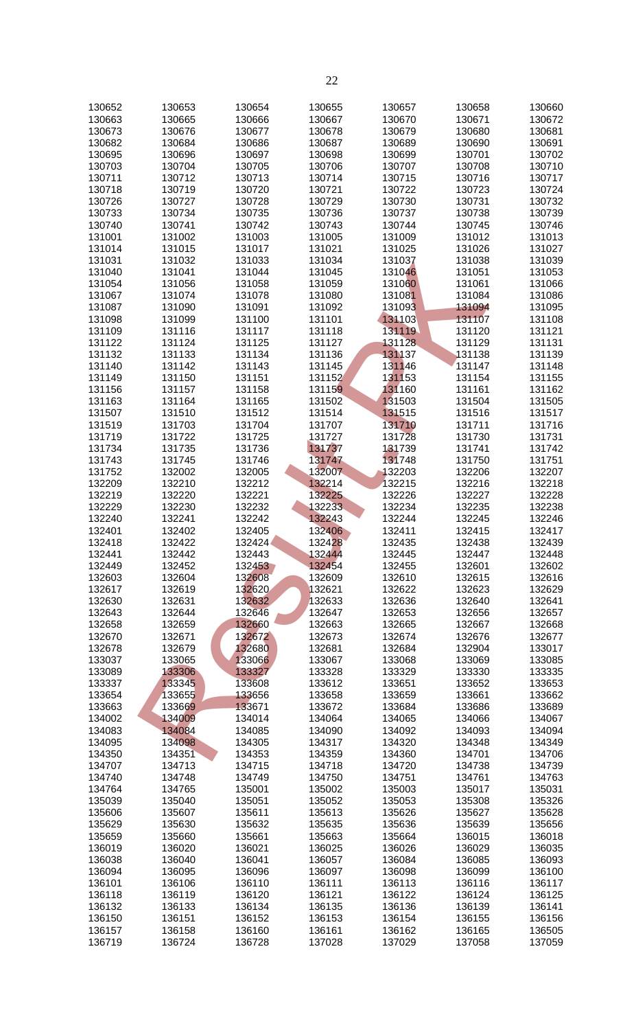| | | | | | | |
|---|---|---|---|---|---|---|
| 130652 | 130653 | 130654 | 130655 | 130657 | 130658 | 130660 |
| 130663 | 130665 | 130666 | 130667 | 130670 | 130671 | 130672 |
| 130673 | 130676 | 130677 | 130678 | 130679 | 130680 | 130681 |
| 130682 | 130684 | 130686 | 130687 | 130689 | 130690 | 130691 |
| 130695 | 130696 | 130697 | 130698 | 130699 | 130701 | 130702 |
| 130703 | 130704 | 130705 | 130706 | 130707 | 130708 | 130710 |
| 130711 | 130712 | 130713 | 130714 | 130715 | 130716 | 130717 |
| 130718 | 130719 | 130720 | 130721 | 130722 | 130723 | 130724 |
| 130726 | 130727 | 130728 | 130729 | 130730 | 130731 | 130732 |
| 130733 | 130734 | 130735 | 130736 | 130737 | 130738 | 130739 |
| 130740 | 130741 | 130742 | 130743 | 130744 | 130745 | 130746 |
| 131001 | 131002 | 131003 | 131005 | 131009 | 131012 | 131013 |
| 131014 | 131015 | 131017 | 131021 | 131025 | 131026 | 131027 |
| 131031 | 131032 | 131033 | 131034 | 131037 | 131038 | 131039 |
| 131040 | 131041 | 131044 | 131045 | 131046 | 131051 | 131053 |
| 131054 | 131056 | 131058 | 131059 | 131060 | 131061 | 131066 |
| 131067 | 131074 | 131078 | 131080 | 131081 | 131084 | 131086 |
| 131087 | 131090 | 131091 | 131092 | 131093 | 131094 | 131095 |
| 131098 | 131099 | 131100 | 131101 | 131103 | 131107 | 131108 |
| 131109 | 131116 | 131117 | 131118 | 131119 | 131120 | 131121 |
| 131122 | 131124 | 131125 | 131127 | 131128 | 131129 | 131131 |
| 131132 | 131133 | 131134 | 131136 | 131137 | 131138 | 131139 |
| 131140 | 131142 | 131143 | 131145 | 131146 | 131147 | 131148 |
| 131149 | 131150 | 131151 | 131152 | 131153 | 131154 | 131155 |
| 131156 | 131157 | 131158 | 131159 | 131160 | 131161 | 131162 |
| 131163 | 131164 | 131165 | 131502 | 131503 | 131504 | 131505 |
| 131507 | 131510 | 131512 | 131514 | 131515 | 131516 | 131517 |
| 131519 | 131703 | 131704 | 131707 | 131710 | 131711 | 131716 |
| 131719 | 131722 | 131725 | 131727 | 131728 | 131730 | 131731 |
| 131734 | 131735 | 131736 | 131737 | 131739 | 131741 | 131742 |
| 131743 | 131745 | 131746 | 131747 | 131748 | 131750 | 131751 |
| 131752 | 132002 | 132005 | 132007 | 132203 | 132206 | 132207 |
| 132209 | 132210 | 132212 | 132214 | 132215 | 132216 | 132218 |
| 132219 | 132220 | 132221 | 132225 | 132226 | 132227 | 132228 |
| 132229 | 132230 | 132232 | 132233 | 132234 | 132235 | 132238 |
| 132240 | 132241 | 132242 | 132243 | 132244 | 132245 | 132246 |
| 132401 | 132402 | 132405 | 132406 | 132411 | 132415 | 132417 |
| 132418 | 132422 | 132424 | 132428 | 132435 | 132438 | 132439 |
| 132441 | 132442 | 132443 | 132444 | 132445 | 132447 | 132448 |
| 132449 | 132452 | 132453 | 132454 | 132455 | 132601 | 132602 |
| 132603 | 132604 | 132608 | 132609 | 132610 | 132615 | 132616 |
| 132617 | 132619 | 132620 | 132621 | 132622 | 132623 | 132629 |
| 132630 | 132631 | 132632 | 132633 | 132636 | 132640 | 132641 |
| 132643 | 132644 | 132646 | 132647 | 132653 | 132656 | 132657 |
| 132658 | 132659 | 132660 | 132663 | 132665 | 132667 | 132668 |
| 132670 | 132671 | 132672 | 132673 | 132674 | 132676 | 132677 |
| 132678 | 132679 | 132680 | 132681 | 132684 | 132904 | 133017 |
| 133037 | 133065 | 133066 | 133067 | 133068 | 133069 | 133085 |
| 133089 | 133306 | 133327 | 133328 | 133329 | 133330 | 133335 |
| 133337 | 133345 | 133608 | 133612 | 133651 | 133652 | 133653 |
| 133654 | 133655 | 133656 | 133658 | 133659 | 133661 | 133662 |
| 133663 | 133669 | 133671 | 133672 | 133684 | 133686 | 133689 |
| 134002 | 134009 | 134014 | 134064 | 134065 | 134066 | 134067 |
| 134083 | 134084 | 134085 | 134090 | 134092 | 134093 | 134094 |
| 134095 | 134098 | 134305 | 134317 | 134320 | 134348 | 134349 |
| 134350 | 134351 | 134353 | 134359 | 134360 | 134701 | 134706 |
| 134707 | 134713 | 134715 | 134718 | 134720 | 134738 | 134739 |
| 134740 | 134748 | 134749 | 134750 | 134751 | 134761 | 134763 |
| 134764 | 134765 | 135001 | 135002 | 135003 | 135017 | 135031 |
| 135039 | 135040 | 135051 | 135052 | 135053 | 135308 | 135326 |
| 135606 | 135607 | 135611 | 135613 | 135626 | 135627 | 135628 |
| 135629 | 135630 | 135632 | 135635 | 135636 | 135639 | 135656 |
| 135659 | 135660 | 135661 | 135663 | 135664 | 136015 | 136018 |
| 136019 | 136020 | 136021 | 136025 | 136026 | 136029 | 136035 |
| 136038 | 136040 | 136041 | 136057 | 136084 | 136085 | 136093 |
| 136094 | 136095 | 136096 | 136097 | 136098 | 136099 | 136100 |
| 136101 | 136106 | 136110 | 136111 | 136113 | 136116 | 136117 |
| 136118 | 136119 | 136120 | 136121 | 136122 | 136124 | 136125 |
| 136132 | 136133 | 136134 | 136135 | 136136 | 136139 | 136141 |
| 136150 | 136151 | 136152 | 136153 | 136154 | 136155 | 136156 |
| 136157 | 136158 | 136160 | 136161 | 136162 | 136165 | 136505 |
| 136719 | 136724 | 136728 | 137028 | 137029 | 137058 | 137059 |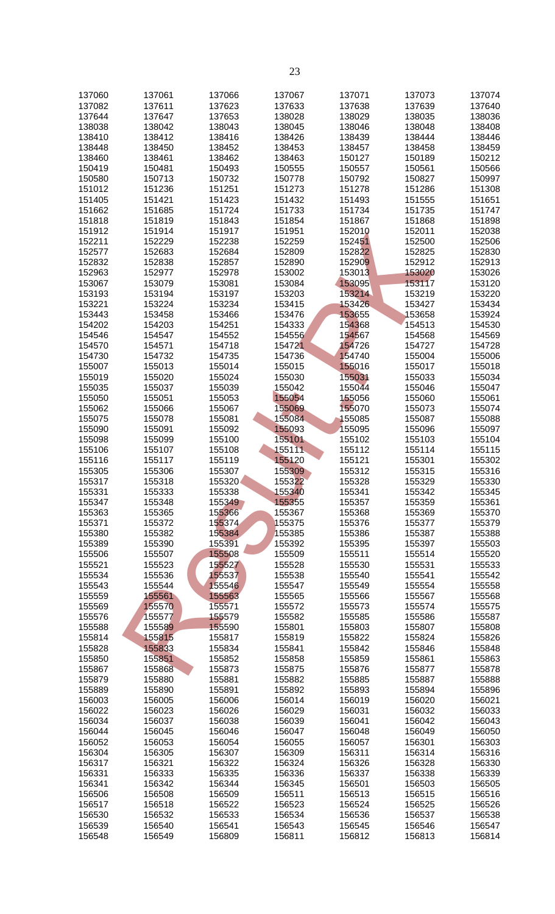| 137060 | 137061 | 137066 | 137067 | 137071 | 137073 | 137074 |
|---|---|---|---|---|---|---|
| 137082 | 137611 | 137623 | 137633 | 137638 | 137639 | 137640 |
| 137644 | 137647 | 137653 | 138028 | 138029 | 138035 | 138036 |
| 138038 | 138042 | 138043 | 138045 | 138046 | 138048 | 138408 |
| 138410 | 138412 | 138416 | 138426 | 138439 | 138444 | 138446 |
| 138448 | 138450 | 138452 | 138453 | 138457 | 138458 | 138459 |
| 138460 | 138461 | 138462 | 138463 | 150127 | 150189 | 150212 |
| 150419 | 150481 | 150493 | 150555 | 150557 | 150561 | 150566 |
| 150580 | 150713 | 150732 | 150778 | 150792 | 150827 | 150997 |
| 151012 | 151236 | 151251 | 151273 | 151278 | 151286 | 151308 |
| 151405 | 151421 | 151423 | 151432 | 151493 | 151555 | 151651 |
| 151662 | 151685 | 151724 | 151733 | 151734 | 151735 | 151747 |
| 151818 | 151819 | 151843 | 151854 | 151867 | 151868 | 151898 |
| 151912 | 151914 | 151917 | 151951 | 152010 | 152011 | 152038 |
| 152211 | 152229 | 152238 | 152259 | 152451 | 152500 | 152506 |
| 152577 | 152683 | 152684 | 152809 | 152822 | 152825 | 152830 |
| 152832 | 152838 | 152857 | 152890 | 152909 | 152912 | 152913 |
| 152963 | 152977 | 152978 | 153002 | 153013 | 153020 | 153026 |
| 153067 | 153079 | 153081 | 153084 | 153095 | 153117 | 153120 |
| 153193 | 153194 | 153197 | 153203 | 153214 | 153219 | 153220 |
| 153221 | 153224 | 153234 | 153415 | 153426 | 153427 | 153434 |
| 153443 | 153458 | 153466 | 153476 | 153655 | 153658 | 153924 |
| 154202 | 154203 | 154251 | 154333 | 154368 | 154513 | 154530 |
| 154546 | 154547 | 154552 | 154556 | 154567 | 154568 | 154569 |
| 154570 | 154571 | 154718 | 154721 | 154726 | 154727 | 154728 |
| 154730 | 154732 | 154735 | 154736 | 154740 | 155004 | 155006 |
| 155007 | 155013 | 155014 | 155015 | 155016 | 155017 | 155018 |
| 155019 | 155020 | 155024 | 155030 | 155031 | 155033 | 155034 |
| 155035 | 155037 | 155039 | 155042 | 155044 | 155046 | 155047 |
| 155050 | 155051 | 155053 | 155054 | 155056 | 155060 | 155061 |
| 155062 | 155066 | 155067 | 155069 | 155070 | 155073 | 155074 |
| 155075 | 155078 | 155081 | 155084 | 155085 | 155087 | 155088 |
| 155090 | 155091 | 155092 | 155093 | 155095 | 155096 | 155097 |
| 155098 | 155099 | 155100 | 155101 | 155102 | 155103 | 155104 |
| 155106 | 155107 | 155108 | 155111 | 155112 | 155114 | 155115 |
| 155116 | 155117 | 155119 | 155120 | 155121 | 155301 | 155302 |
| 155305 | 155306 | 155307 | 155309 | 155312 | 155315 | 155316 |
| 155317 | 155318 | 155320 | 155322 | 155328 | 155329 | 155330 |
| 155331 | 155333 | 155338 | 155340 | 155341 | 155342 | 155345 |
| 155347 | 155348 | 155349 | 155355 | 155357 | 155359 | 155361 |
| 155363 | 155365 | 155366 | 155367 | 155368 | 155369 | 155370 |
| 155371 | 155372 | 155374 | 155375 | 155376 | 155377 | 155379 |
| 155380 | 155382 | 155384 | 155385 | 155386 | 155387 | 155388 |
| 155389 | 155390 | 155391 | 155392 | 155395 | 155397 | 155503 |
| 155506 | 155507 | 155508 | 155509 | 155511 | 155514 | 155520 |
| 155521 | 155523 | 155527 | 155528 | 155530 | 155531 | 155533 |
| 155534 | 155536 | 155537 | 155538 | 155540 | 155541 | 155542 |
| 155543 | 155544 | 155546 | 155547 | 155549 | 155554 | 155558 |
| 155559 | 155561 | 155563 | 155565 | 155566 | 155567 | 155568 |
| 155569 | 155570 | 155571 | 155572 | 155573 | 155574 | 155575 |
| 155576 | 155577 | 155579 | 155582 | 155585 | 155586 | 155587 |
| 155588 | 155589 | 155590 | 155801 | 155803 | 155807 | 155808 |
| 155814 | 155815 | 155817 | 155819 | 155822 | 155824 | 155826 |
| 155828 | 155833 | 155834 | 155841 | 155842 | 155846 | 155848 |
| 155850 | 155851 | 155852 | 155858 | 155859 | 155861 | 155863 |
| 155867 | 155868 | 155873 | 155875 | 155876 | 155877 | 155878 |
| 155879 | 155880 | 155881 | 155882 | 155885 | 155887 | 155888 |
| 155889 | 155890 | 155891 | 155892 | 155893 | 155894 | 155896 |
| 156003 | 156005 | 156006 | 156014 | 156019 | 156020 | 156021 |
| 156022 | 156023 | 156026 | 156029 | 156031 | 156032 | 156033 |
| 156034 | 156037 | 156038 | 156039 | 156041 | 156042 | 156043 |
| 156044 | 156045 | 156046 | 156047 | 156048 | 156049 | 156050 |
| 156052 | 156053 | 156054 | 156055 | 156057 | 156301 | 156303 |
| 156304 | 156305 | 156307 | 156309 | 156311 | 156314 | 156316 |
| 156317 | 156321 | 156322 | 156324 | 156326 | 156328 | 156330 |
| 156331 | 156333 | 156335 | 156336 | 156337 | 156338 | 156339 |
| 156341 | 156342 | 156344 | 156345 | 156501 | 156503 | 156505 |
| 156506 | 156508 | 156509 | 156511 | 156513 | 156515 | 156516 |
| 156517 | 156518 | 156522 | 156523 | 156524 | 156525 | 156526 |
| 156530 | 156532 | 156533 | 156534 | 156536 | 156537 | 156538 |
| 156539 | 156540 | 156541 | 156543 | 156545 | 156546 | 156547 |
| 156548 | 156549 | 156809 | 156811 | 156812 | 156813 | 156814 |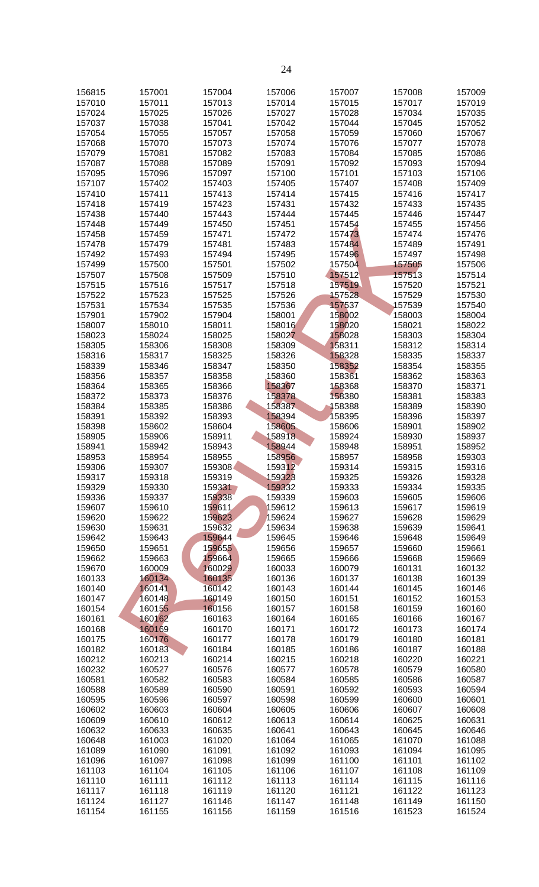| | | | | | | |
|---|---|---|---|---|---|---|
| 156815 | 157001 | 157004 | 157006 | 157007 | 157008 | 157009 |
| 157010 | 157011 | 157013 | 157014 | 157015 | 157017 | 157019 |
| 157024 | 157025 | 157026 | 157027 | 157028 | 157034 | 157035 |
| 157037 | 157038 | 157041 | 157042 | 157044 | 157045 | 157052 |
| 157054 | 157055 | 157057 | 157058 | 157059 | 157060 | 157067 |
| 157068 | 157070 | 157073 | 157074 | 157076 | 157077 | 157078 |
| 157079 | 157081 | 157082 | 157083 | 157084 | 157085 | 157086 |
| 157087 | 157088 | 157089 | 157091 | 157092 | 157093 | 157094 |
| 157095 | 157096 | 157097 | 157100 | 157101 | 157103 | 157106 |
| 157107 | 157402 | 157403 | 157405 | 157407 | 157408 | 157409 |
| 157410 | 157411 | 157413 | 157414 | 157415 | 157416 | 157417 |
| 157418 | 157419 | 157423 | 157431 | 157432 | 157433 | 157435 |
| 157438 | 157440 | 157443 | 157444 | 157445 | 157446 | 157447 |
| 157448 | 157449 | 157450 | 157451 | 157454 | 157455 | 157456 |
| 157458 | 157459 | 157471 | 157472 | 157473 | 157474 | 157476 |
| 157478 | 157479 | 157481 | 157483 | 157484 | 157489 | 157491 |
| 157492 | 157493 | 157494 | 157495 | 157496 | 157497 | 157498 |
| 157499 | 157500 | 157501 | 157502 | 157504 | 157505 | 157506 |
| 157507 | 157508 | 157509 | 157510 | 157512 | 157513 | 157514 |
| 157515 | 157516 | 157517 | 157518 | 157519 | 157520 | 157521 |
| 157522 | 157523 | 157525 | 157526 | 157528 | 157529 | 157530 |
| 157531 | 157534 | 157535 | 157536 | 157537 | 157539 | 157540 |
| 157901 | 157902 | 157904 | 158001 | 158002 | 158003 | 158004 |
| 158007 | 158010 | 158011 | 158016 | 158020 | 158021 | 158022 |
| 158023 | 158024 | 158025 | 158027 | 158028 | 158303 | 158304 |
| 158305 | 158306 | 158308 | 158309 | 158311 | 158312 | 158314 |
| 158316 | 158317 | 158325 | 158326 | 158328 | 158335 | 158337 |
| 158339 | 158346 | 158347 | 158350 | 158352 | 158354 | 158355 |
| 158356 | 158357 | 158358 | 158360 | 158361 | 158362 | 158363 |
| 158364 | 158365 | 158366 | 158367 | 158368 | 158370 | 158371 |
| 158372 | 158373 | 158376 | 158378 | 158380 | 158381 | 158383 |
| 158384 | 158385 | 158386 | 158387 | 158388 | 158389 | 158390 |
| 158391 | 158392 | 158393 | 158394 | 158395 | 158396 | 158397 |
| 158398 | 158602 | 158604 | 158605 | 158606 | 158901 | 158902 |
| 158905 | 158906 | 158911 | 158918 | 158924 | 158930 | 158937 |
| 158941 | 158942 | 158943 | 158944 | 158948 | 158951 | 158952 |
| 158953 | 158954 | 158955 | 158956 | 158957 | 158958 | 159303 |
| 159306 | 159307 | 159308 | 159312 | 159314 | 159315 | 159316 |
| 159317 | 159318 | 159319 | 159323 | 159325 | 159326 | 159328 |
| 159329 | 159330 | 159331 | 159332 | 159333 | 159334 | 159335 |
| 159336 | 159337 | 159338 | 159339 | 159603 | 159605 | 159606 |
| 159607 | 159610 | 159611 | 159612 | 159613 | 159617 | 159619 |
| 159620 | 159622 | 159623 | 159624 | 159627 | 159628 | 159629 |
| 159630 | 159631 | 159632 | 159634 | 159638 | 159639 | 159641 |
| 159642 | 159643 | 159644 | 159645 | 159646 | 159648 | 159649 |
| 159650 | 159651 | 159655 | 159656 | 159657 | 159660 | 159661 |
| 159662 | 159663 | 159664 | 159665 | 159666 | 159668 | 159669 |
| 159670 | 160009 | 160029 | 160033 | 160079 | 160131 | 160132 |
| 160133 | 160134 | 160135 | 160136 | 160137 | 160138 | 160139 |
| 160140 | 160141 | 160142 | 160143 | 160144 | 160145 | 160146 |
| 160147 | 160148 | 160149 | 160150 | 160151 | 160152 | 160153 |
| 160154 | 160155 | 160156 | 160157 | 160158 | 160159 | 160160 |
| 160161 | 160162 | 160163 | 160164 | 160165 | 160166 | 160167 |
| 160168 | 160169 | 160170 | 160171 | 160172 | 160173 | 160174 |
| 160175 | 160176 | 160177 | 160178 | 160179 | 160180 | 160181 |
| 160182 | 160183 | 160184 | 160185 | 160186 | 160187 | 160188 |
| 160212 | 160213 | 160214 | 160215 | 160218 | 160220 | 160221 |
| 160232 | 160527 | 160576 | 160577 | 160578 | 160579 | 160580 |
| 160581 | 160582 | 160583 | 160584 | 160585 | 160586 | 160587 |
| 160588 | 160589 | 160590 | 160591 | 160592 | 160593 | 160594 |
| 160595 | 160596 | 160597 | 160598 | 160599 | 160600 | 160601 |
| 160602 | 160603 | 160604 | 160605 | 160606 | 160607 | 160608 |
| 160609 | 160610 | 160612 | 160613 | 160614 | 160625 | 160631 |
| 160632 | 160633 | 160635 | 160641 | 160643 | 160645 | 160646 |
| 160648 | 161003 | 161020 | 161064 | 161065 | 161070 | 161088 |
| 161089 | 161090 | 161091 | 161092 | 161093 | 161094 | 161095 |
| 161096 | 161097 | 161098 | 161099 | 161100 | 161101 | 161102 |
| 161103 | 161104 | 161105 | 161106 | 161107 | 161108 | 161109 |
| 161110 | 161111 | 161112 | 161113 | 161114 | 161115 | 161116 |
| 161117 | 161118 | 161119 | 161120 | 161121 | 161122 | 161123 |
| 161124 | 161127 | 161146 | 161147 | 161148 | 161149 | 161150 |
| 161154 | 161155 | 161156 | 161159 | 161516 | 161523 | 161524 |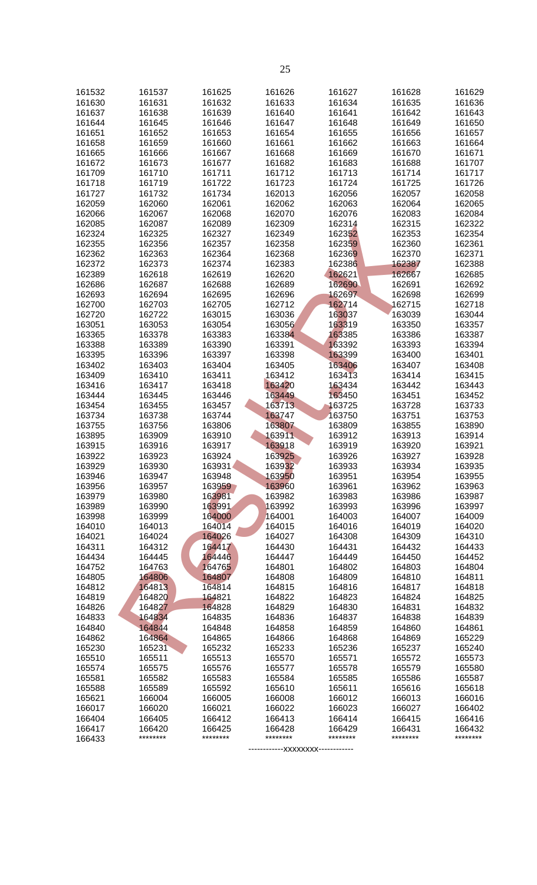| | | | | | | |
|---|---|---|---|---|---|---|
| 161532 | 161537 | 161625 | 161626 | 161627 | 161628 | 161629 |
| 161630 | 161631 | 161632 | 161633 | 161634 | 161635 | 161636 |
| 161637 | 161638 | 161639 | 161640 | 161641 | 161642 | 161643 |
| 161644 | 161645 | 161646 | 161647 | 161648 | 161649 | 161650 |
| 161651 | 161652 | 161653 | 161654 | 161655 | 161656 | 161657 |
| 161658 | 161659 | 161660 | 161661 | 161662 | 161663 | 161664 |
| 161665 | 161666 | 161667 | 161668 | 161669 | 161670 | 161671 |
| 161672 | 161673 | 161677 | 161682 | 161683 | 161688 | 161707 |
| 161709 | 161710 | 161711 | 161712 | 161713 | 161714 | 161717 |
| 161718 | 161719 | 161722 | 161723 | 161724 | 161725 | 161726 |
| 161727 | 161732 | 161734 | 162013 | 162056 | 162057 | 162058 |
| 162059 | 162060 | 162061 | 162062 | 162063 | 162064 | 162065 |
| 162066 | 162067 | 162068 | 162070 | 162076 | 162083 | 162084 |
| 162085 | 162087 | 162089 | 162309 | 162314 | 162315 | 162322 |
| 162324 | 162325 | 162327 | 162349 | 162352 | 162353 | 162354 |
| 162355 | 162356 | 162357 | 162358 | 162359 | 162360 | 162361 |
| 162362 | 162363 | 162364 | 162368 | 162369 | 162370 | 162371 |
| 162372 | 162373 | 162374 | 162383 | 162386 | 162387 | 162388 |
| 162389 | 162618 | 162619 | 162620 | 162621 | 162667 | 162685 |
| 162686 | 162687 | 162688 | 162689 | 162690 | 162691 | 162692 |
| 162693 | 162694 | 162695 | 162696 | 162697 | 162698 | 162699 |
| 162700 | 162703 | 162705 | 162712 | 162714 | 162715 | 162718 |
| 162720 | 162722 | 163015 | 163036 | 163037 | 163039 | 163044 |
| 163051 | 163053 | 163054 | 163056 | 163319 | 163350 | 163357 |
| 163365 | 163378 | 163383 | 163384 | 163385 | 163386 | 163387 |
| 163388 | 163389 | 163390 | 163391 | 163392 | 163393 | 163394 |
| 163395 | 163396 | 163397 | 163398 | 163399 | 163400 | 163401 |
| 163402 | 163403 | 163404 | 163405 | 163406 | 163407 | 163408 |
| 163409 | 163410 | 163411 | 163412 | 163413 | 163414 | 163415 |
| 163416 | 163417 | 163418 | 163420 | 163434 | 163442 | 163443 |
| 163444 | 163445 | 163446 | 163449 | 163450 | 163451 | 163452 |
| 163454 | 163455 | 163457 | 163713 | 163725 | 163728 | 163733 |
| 163734 | 163738 | 163744 | 163747 | 163750 | 163751 | 163753 |
| 163755 | 163756 | 163806 | 163807 | 163809 | 163855 | 163890 |
| 163895 | 163909 | 163910 | 163911 | 163912 | 163913 | 163914 |
| 163915 | 163916 | 163917 | 163918 | 163919 | 163920 | 163921 |
| 163922 | 163923 | 163924 | 163925 | 163926 | 163927 | 163928 |
| 163929 | 163930 | 163931 | 163932 | 163933 | 163934 | 163935 |
| 163946 | 163947 | 163948 | 163950 | 163951 | 163954 | 163955 |
| 163956 | 163957 | 163959 | 163960 | 163961 | 163962 | 163963 |
| 163979 | 163980 | 163981 | 163982 | 163983 | 163986 | 163987 |
| 163989 | 163990 | 163991 | 163992 | 163993 | 163996 | 163997 |
| 163998 | 163999 | 164000 | 164001 | 164003 | 164007 | 164009 |
| 164010 | 164013 | 164014 | 164015 | 164016 | 164019 | 164020 |
| 164021 | 164024 | 164026 | 164027 | 164308 | 164309 | 164310 |
| 164311 | 164312 | 164417 | 164430 | 164431 | 164432 | 164433 |
| 164434 | 164445 | 164446 | 164447 | 164449 | 164450 | 164452 |
| 164752 | 164763 | 164765 | 164801 | 164802 | 164803 | 164804 |
| 164805 | 164806 | 164807 | 164808 | 164809 | 164810 | 164811 |
| 164812 | 164813 | 164814 | 164815 | 164816 | 164817 | 164818 |
| 164819 | 164820 | 164821 | 164822 | 164823 | 164824 | 164825 |
| 164826 | 164827 | 164828 | 164829 | 164830 | 164831 | 164832 |
| 164833 | 164834 | 164835 | 164836 | 164837 | 164838 | 164839 |
| 164840 | 164844 | 164848 | 164858 | 164859 | 164860 | 164861 |
| 164862 | 164864 | 164865 | 164866 | 164868 | 164869 | 165229 |
| 165230 | 165231 | 165232 | 165233 | 165236 | 165237 | 165240 |
| 165510 | 165511 | 165513 | 165570 | 165571 | 165572 | 165573 |
| 165574 | 165575 | 165576 | 165577 | 165578 | 165579 | 165580 |
| 165581 | 165582 | 165583 | 165584 | 165585 | 165586 | 165587 |
| 165588 | 165589 | 165592 | 165610 | 165611 | 165616 | 165618 |
| 165621 | 166004 | 166005 | 166008 | 166012 | 166013 | 166016 |
| 166017 | 166020 | 166021 | 166022 | 166023 | 166027 | 166402 |
| 166404 | 166405 | 166412 | 166413 | 166414 | 166415 | 166416 |
| 166417 | 166420 | 166425 | 166428 | 166429 | 166431 | 166432 |
| 166433 | ******** | ******** | ******** | ******** | ******** | ******** |

------------XXXXXXXX-----------